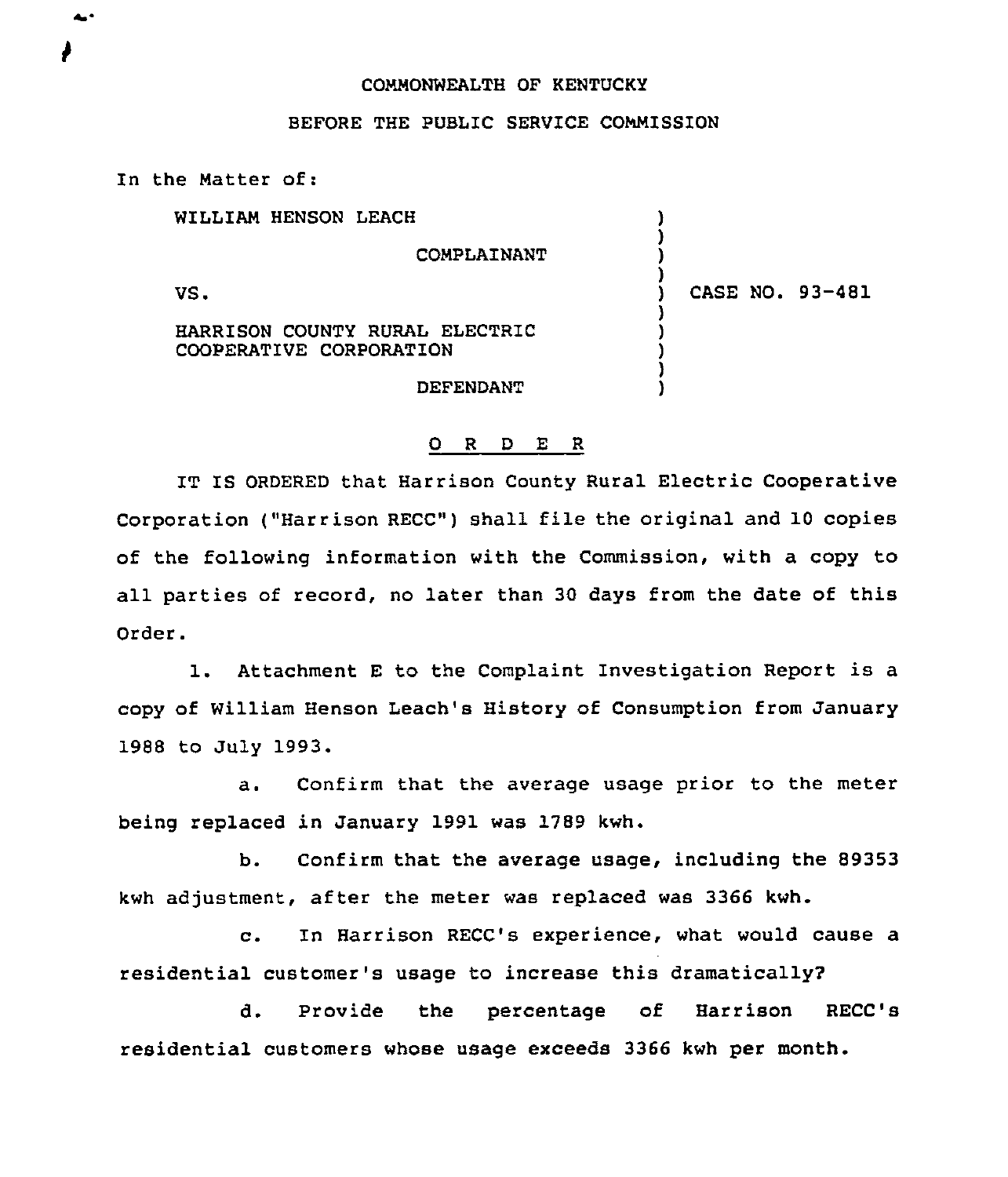COMMONWEALTH OF KENTUCKY

BEFORE THE PUBLIC SERVICE COMMISSION

In the Matter of:

| | | |
|---|---|---|
| WILLIAM HENSON LEACH | ) | |
| COMPLAINANT | ) | |
| VS. | ) | CASE NO. 93-481 |
| HARRISON COUNTY RURAL ELECTRIC COOPERATIVE CORPORATION | ) | |
| DEFENDANT | ) | |

O R D E R

IT IS ORDERED that Harrison County Rural Electric Cooperative Corporation ("Harrison RECC") shall file the original and 10 copies of the following information with the Commission, with a copy to all parties of record, no later than 30 days from the date of this Order.

1. Attachment E to the Complaint Investigation Report is a copy of William Henson Leach's History of Consumption from January 1988 to July 1993.

   a. Confirm that the average usage prior to the meter being replaced in January 1991 was 1789 kwh.

   b. Confirm that the average usage, including the 89353 kwh adjustment, after the meter was replaced was 3366 kwh.

   c. In Harrison RECC's experience, what would cause a residential customer's usage to increase this dramatically?

   d. Provide the percentage of Harrison RECC's residential customers whose usage exceeds 3366 kwh per month.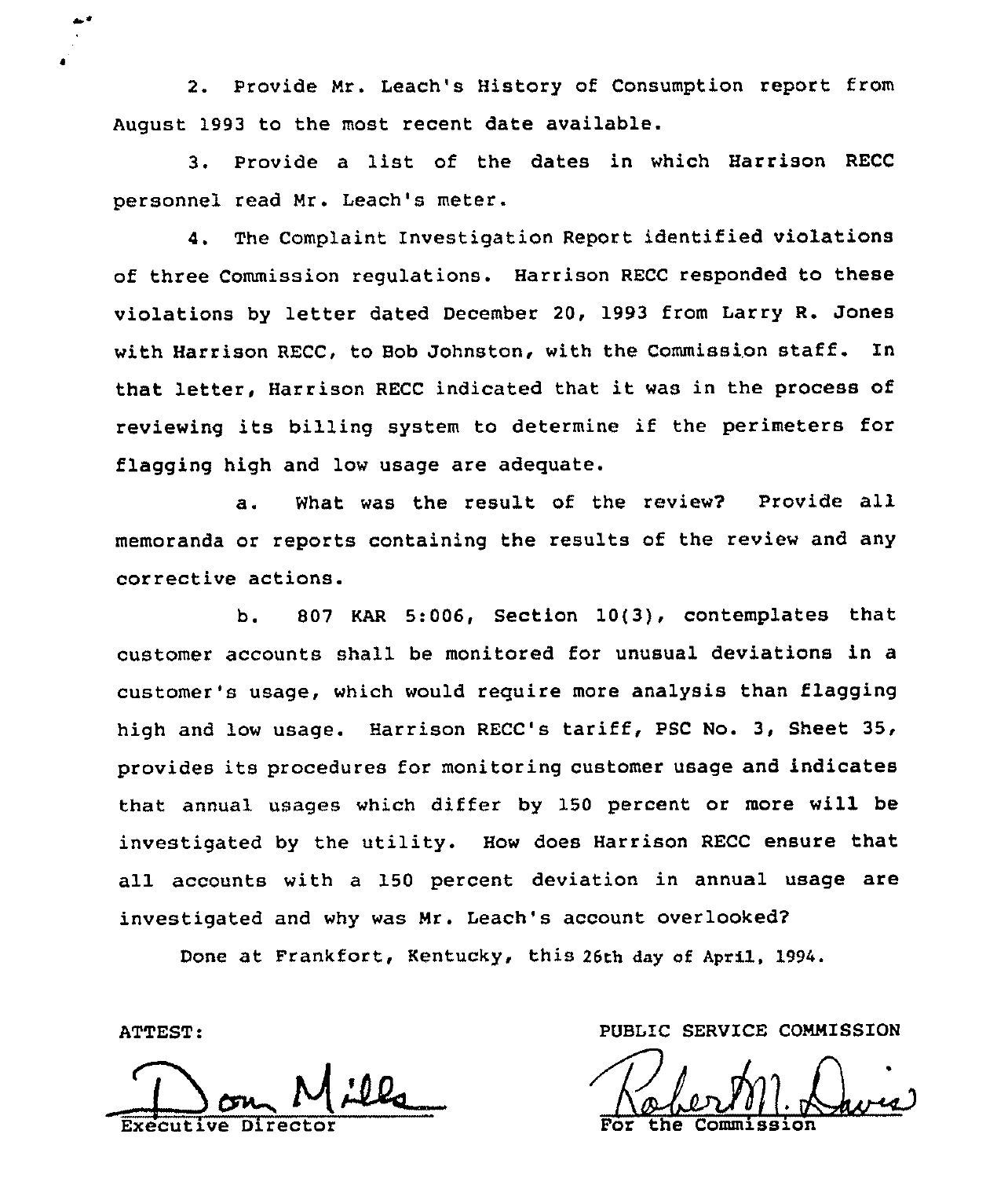2. Provide Mr. Leach's History of Consumption report from August 1993 to the most recent date available.

3. Provide a list of the dates in which Harrison RECC personnel read Mr. Leach's meter.

4. The Complaint Investigation Report identified violations of three Commission regulations. Harrison RECC responded to these violations by letter dated December 20, 1993 from Larry R. Jones with Harrison RECC, to Bob Johnston, with the Commission staff. In that letter, Harrison RECC indicated that it was in the process of reviewing its billing system to determine if the perimeters for flagging high and low usage are adequate.

a. What was the result of the review? Provide all memoranda or reports containing the results of the review and any corrective actions.

b. 807 KAR 5:006, Section 10(3), contemplates that customer accounts shall be monitored for unusual deviations in a customer's usage, which would require more analysis than flagging high and low usage. Harrison RECC's tariff, PSC No. 3, Sheet 35, provides its procedures for monitoring customer usage and indicates that annual usages which differ by 150 percent or more will be investigated by the utility. How does Harrison RECC ensure that all accounts with a 150 percent deviation in annual usage are investigated and why was Mr. Leach's account overlooked?

Done at Frankfort, Kentucky, this 26th day of April, 1994.

ATTEST:

Executive Director

PUBLIC SERVICE COMMISSION

For the Commission